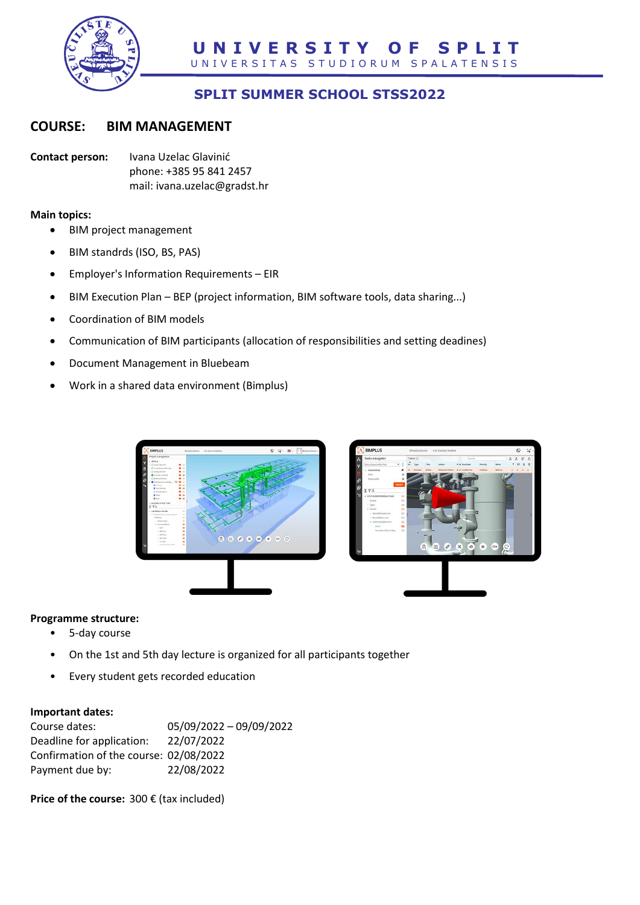# UNIVERSITY OF SPLIT

UNIVERSITAS STUDIORUM SPALATENSIS

## SPLIT SUMMER SCHOOL STSS2022

## COURSE: BIM MANAGEMENT

**Contact person:** Ivana Uzelac Glavinić
phone: +385 95 841 2457
mail: ivana.uzelac@gradst.hr

**Main topics:**

- BIM project management
- BIM standrds (ISO, BS, PAS)
- Employer's Information Requirements – EIR
- BIM Execution Plan – BEP (project information, BIM software tools, data sharing...)
- Coordination of BIM models
- Communication of BIM participants (allocation of responsibilities and setting deadines)
- Document Management in Bluebeam
- Work in a shared data environment (Bimplus)

**Programme structure:**

- 5-day course
- On the 1st and 5th day lecture is organized for all participants together
- Every student gets recorded education

**Important dates:**

Course dates: 05/09/2022 – 09/09/2022
Deadline for application: 22/07/2022
Confirmation of the course: 02/08/2022
Payment due by: 22/08/2022

**Price of the course:** 300 € (tax included)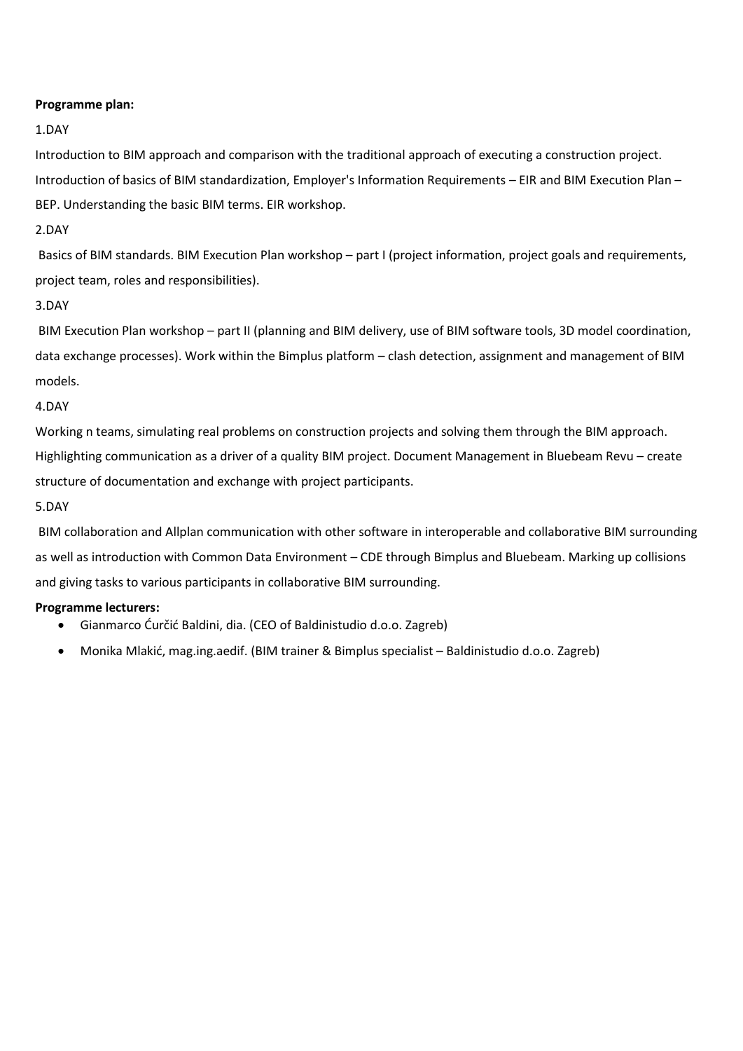**Programme plan:**

1.DAY

Introduction to BIM approach and comparison with the traditional approach of executing a construction project. Introduction of basics of BIM standardization, Employer's Information Requirements – EIR and BIM Execution Plan – BEP. Understanding the basic BIM terms. EIR workshop.

2.DAY

Basics of BIM standards. BIM Execution Plan workshop – part I (project information, project goals and requirements, project team, roles and responsibilities).

3.DAY

BIM Execution Plan workshop – part II (planning and BIM delivery, use of BIM software tools, 3D model coordination, data exchange processes). Work within the Bimplus platform – clash detection, assignment and management of BIM models.

4.DAY

Working n teams, simulating real problems on construction projects and solving them through the BIM approach. Highlighting communication as a driver of a quality BIM project. Document Management in Bluebeam Revu – create structure of documentation and exchange with project participants.

5.DAY

BIM collaboration and Allplan communication with other software in interoperable and collaborative BIM surrounding as well as introduction with Common Data Environment – CDE through Bimplus and Bluebeam. Marking up collisions and giving tasks to various participants in collaborative BIM surrounding.

**Programme lecturers:**

- Gianmarco Ćurčić Baldini, dia. (CEO of Baldinistudio d.o.o. Zagreb)
- Monika Mlakić, mag.ing.aedif. (BIM trainer & Bimplus specialist – Baldinistudio d.o.o. Zagreb)